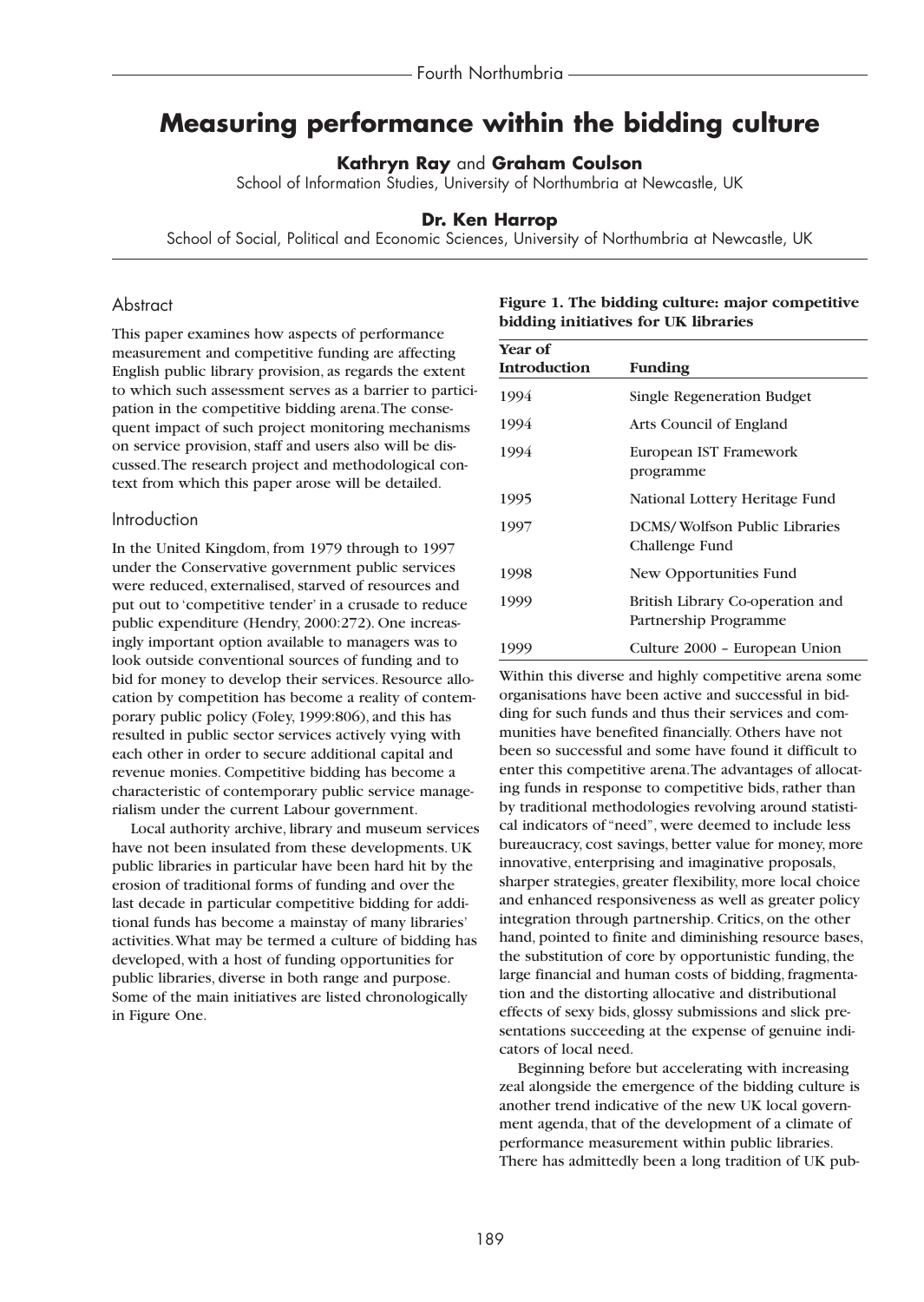# Measuring performance within the bidding culture

**Kathryn Ray** and **Graham Coulson**
School of Information Studies, University of Northumbria at Newcastle, UK

**Dr. Ken Harrop**
School of Social, Political and Economic Sciences, University of Northumbria at Newcastle, UK

## Abstract

This paper examines how aspects of performance measurement and competitive funding are affecting English public library provision, as regards the extent to which such assessment serves as a barrier to participation in the competitive bidding arena. The consequent impact of such project monitoring mechanisms on service provision, staff and users also will be discussed. The research project and methodological context from which this paper arose will be detailed.

## Introduction

In the United Kingdom, from 1979 through to 1997 under the Conservative government public services were reduced, externalised, starved of resources and put out to 'competitive tender' in a crusade to reduce public expenditure (Hendry, 2000:272). One increasingly important option available to managers was to look outside conventional sources of funding and to bid for money to develop their services. Resource allocation by competition has become a reality of contemporary public policy (Foley, 1999:806), and this has resulted in public sector services actively vying with each other in order to secure additional capital and revenue monies. Competitive bidding has become a characteristic of contemporary public service managerialism under the current Labour government.

Local authority archive, library and museum services have not been insulated from these developments. UK public libraries in particular have been hard hit by the erosion of traditional forms of funding and over the last decade in particular competitive bidding for additional funds has become a mainstay of many libraries' activities. What may be termed a culture of bidding has developed, with a host of funding opportunities for public libraries, diverse in both range and purpose. Some of the main initiatives are listed chronologically in Figure One.

**Figure 1. The bidding culture: major competitive bidding initiatives for UK libraries**

| Year of Introduction | Funding |
|---|---|
| 1994 | Single Regeneration Budget |
| 1994 | Arts Council of England |
| 1994 | European IST Framework programme |
| 1995 | National Lottery Heritage Fund |
| 1997 | DCMS/ Wolfson Public Libraries Challenge Fund |
| 1998 | New Opportunities Fund |
| 1999 | British Library Co-operation and Partnership Programme |
| 1999 | Culture 2000 – European Union |

Within this diverse and highly competitive arena some organisations have been active and successful in bidding for such funds and thus their services and communities have benefited financially. Others have not been so successful and some have found it difficult to enter this competitive arena. The advantages of allocating funds in response to competitive bids, rather than by traditional methodologies revolving around statistical indicators of "need", were deemed to include less bureaucracy, cost savings, better value for money, more innovative, enterprising and imaginative proposals, sharper strategies, greater flexibility, more local choice and enhanced responsiveness as well as greater policy integration through partnership. Critics, on the other hand, pointed to finite and diminishing resource bases, the substitution of core by opportunistic funding, the large financial and human costs of bidding, fragmentation and the distorting allocative and distributional effects of sexy bids, glossy submissions and slick presentations succeeding at the expense of genuine indicators of local need.

Beginning before but accelerating with increasing zeal alongside the emergence of the bidding culture is another trend indicative of the new UK local government agenda, that of the development of a climate of performance measurement within public libraries. There has admittedly been a long tradition of UK pub-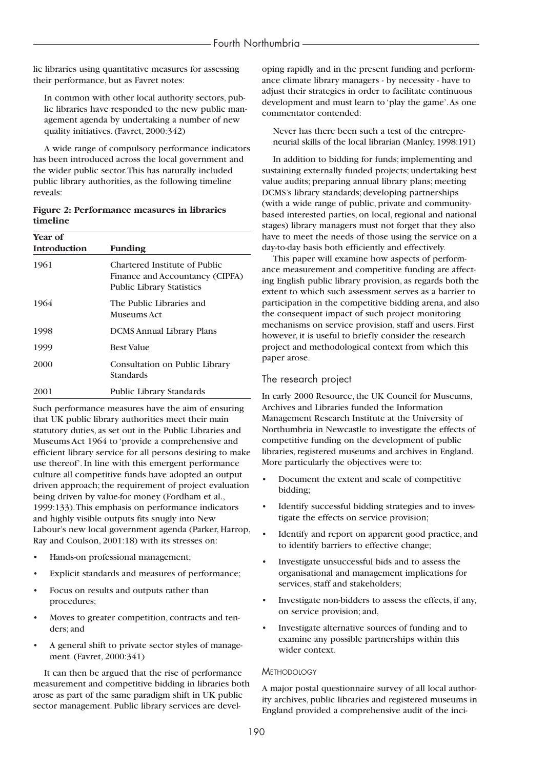lic libraries using quantitative measures for assessing their performance, but as Favret notes:

> In common with other local authority sectors, public libraries have responded to the new public management agenda by undertaking a number of new quality initiatives. (Favret, 2000:342)

A wide range of compulsory performance indicators has been introduced across the local government and the wider public sector. This has naturally included public library authorities, as the following timeline reveals:

**Figure 2: Performance measures in libraries timeline**

| Year of Introduction | Funding |
|---|---|
| 1961 | Chartered Institute of Public Finance and Accountancy (CIPFA) Public Library Statistics |
| 1964 | The Public Libraries and Museums Act |
| 1998 | DCMS Annual Library Plans |
| 1999 | Best Value |
| 2000 | Consultation on Public Library Standards |
| 2001 | Public Library Standards |

Such performance measures have the aim of ensuring that UK public library authorities meet their main statutory duties, as set out in the Public Libraries and Museums Act 1964 to 'provide a comprehensive and efficient library service for all persons desiring to make use thereof'. In line with this emergent performance culture all competitive funds have adopted an output driven approach; the requirement of project evaluation being driven by value-for money (Fordham et al., 1999:133). This emphasis on performance indicators and highly visible outputs fits snugly into New Labour's new local government agenda (Parker, Harrop, Ray and Coulson, 2001:18) with its stresses on:

- Hands-on professional management;
- Explicit standards and measures of performance;
- Focus on results and outputs rather than procedures;
- Moves to greater competition, contracts and tenders; and
- A general shift to private sector styles of management. (Favret, 2000:341)

It can then be argued that the rise of performance measurement and competitive bidding in libraries both arose as part of the same paradigm shift in UK public sector management. Public library services are developing rapidly and in the present funding and performance climate library managers - by necessity - have to adjust their strategies in order to facilitate continuous development and must learn to 'play the game'. As one commentator contended:

> Never has there been such a test of the entrepreneurial skills of the local librarian (Manley, 1998:191)

In addition to bidding for funds; implementing and sustaining externally funded projects; undertaking best value audits; preparing annual library plans; meeting DCMS's library standards; developing partnerships (with a wide range of public, private and community-based interested parties, on local, regional and national stages) library managers must not forget that they also have to meet the needs of those using the service on a day-to-day basis both efficiently and effectively.

This paper will examine how aspects of performance measurement and competitive funding are affecting English public library provision, as regards both the extent to which such assessment serves as a barrier to participation in the competitive bidding arena, and also the consequent impact of such project monitoring mechanisms on service provision, staff and users. First however, it is useful to briefly consider the research project and methodological context from which this paper arose.

## The research project

In early 2000 Resource, the UK Council for Museums, Archives and Libraries funded the Information Management Research Institute at the University of Northumbria in Newcastle to investigate the effects of competitive funding on the development of public libraries, registered museums and archives in England. More particularly the objectives were to:

- Document the extent and scale of competitive bidding;
- Identify successful bidding strategies and to investigate the effects on service provision;
- Identify and report on apparent good practice, and to identify barriers to effective change;
- Investigate unsuccessful bids and to assess the organisational and management implications for services, staff and stakeholders;
- Investigate non-bidders to assess the effects, if any, on service provision; and,
- Investigate alternative sources of funding and to examine any possible partnerships within this wider context.

### Methodology

A major postal questionnaire survey of all local authority archives, public libraries and registered museums in England provided a comprehensive audit of the inci-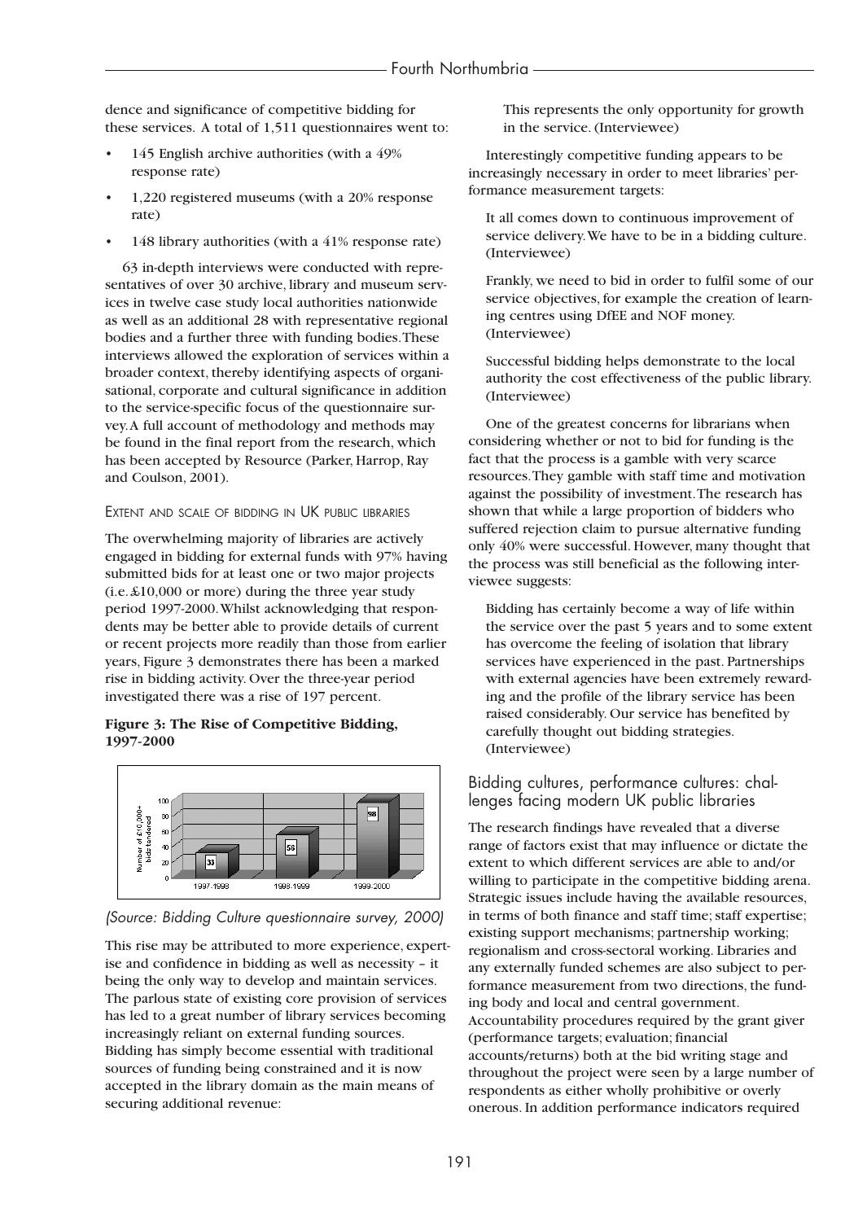dence and significance of competitive bidding for these services. A total of 1,511 questionnaires went to:

- 145 English archive authorities (with a 49% response rate)
- 1,220 registered museums (with a 20% response rate)
- 148 library authorities (with a 41% response rate)

63 in-depth interviews were conducted with representatives of over 30 archive, library and museum services in twelve case study local authorities nationwide as well as an additional 28 with representative regional bodies and a further three with funding bodies. These interviews allowed the exploration of services within a broader context, thereby identifying aspects of organisational, corporate and cultural significance in addition to the service-specific focus of the questionnaire survey. A full account of methodology and methods may be found in the final report from the research, which has been accepted by Resource (Parker, Harrop, Ray and Coulson, 2001).

### Extent and scale of bidding in UK public libraries

The overwhelming majority of libraries are actively engaged in bidding for external funds with 97% having submitted bids for at least one or two major projects (i.e. £10,000 or more) during the three year study period 1997-2000. Whilst acknowledging that respondents may be better able to provide details of current or recent projects more readily than those from earlier years, Figure 3 demonstrates there has been a marked rise in bidding activity. Over the three-year period investigated there was a rise of 197 percent.

**Figure 3: The Rise of Competitive Bidding, 1997-2000**

| Year | Number of £10,000+ bids tendered |
|---|---|
| 1997-1998 | 33 |
| 1998-1999 | 56 |
| 1999-2000 | 98 |

*(Source: Bidding Culture questionnaire survey, 2000)*

This rise may be attributed to more experience, expertise and confidence in bidding as well as necessity – it being the only way to develop and maintain services. The parlous state of existing core provision of services has led to a great number of library services becoming increasingly reliant on external funding sources. Bidding has simply become essential with traditional sources of funding being constrained and it is now accepted in the library domain as the main means of securing additional revenue:

> This represents the only opportunity for growth in the service. (Interviewee)

Interestingly competitive funding appears to be increasingly necessary in order to meet libraries' performance measurement targets:

> It all comes down to continuous improvement of service delivery. We have to be in a bidding culture. (Interviewee)

> Frankly, we need to bid in order to fulfil some of our service objectives, for example the creation of learning centres using DfEE and NOF money. (Interviewee)

> Successful bidding helps demonstrate to the local authority the cost effectiveness of the public library. (Interviewee)

One of the greatest concerns for librarians when considering whether or not to bid for funding is the fact that the process is a gamble with very scarce resources. They gamble with staff time and motivation against the possibility of investment. The research has shown that while a large proportion of bidders who suffered rejection claim to pursue alternative funding only 40% were successful. However, many thought that the process was still beneficial as the following interviewee suggests:

> Bidding has certainly become a way of life within the service over the past 5 years and to some extent has overcome the feeling of isolation that library services have experienced in the past. Partnerships with external agencies have been extremely rewarding and the profile of the library service has been raised considerably. Our service has benefited by carefully thought out bidding strategies. (Interviewee)

## Bidding cultures, performance cultures: challenges facing modern UK public libraries

The research findings have revealed that a diverse range of factors exist that may influence or dictate the extent to which different services are able to and/or willing to participate in the competitive bidding arena. Strategic issues include having the available resources, in terms of both finance and staff time; staff expertise; existing support mechanisms; partnership working; regionalism and cross-sectoral working. Libraries and any externally funded schemes are also subject to performance measurement from two directions, the funding body and local and central government. Accountability procedures required by the grant giver (performance targets; evaluation; financial accounts/returns) both at the bid writing stage and throughout the project were seen by a large number of respondents as either wholly prohibitive or overly onerous. In addition performance indicators required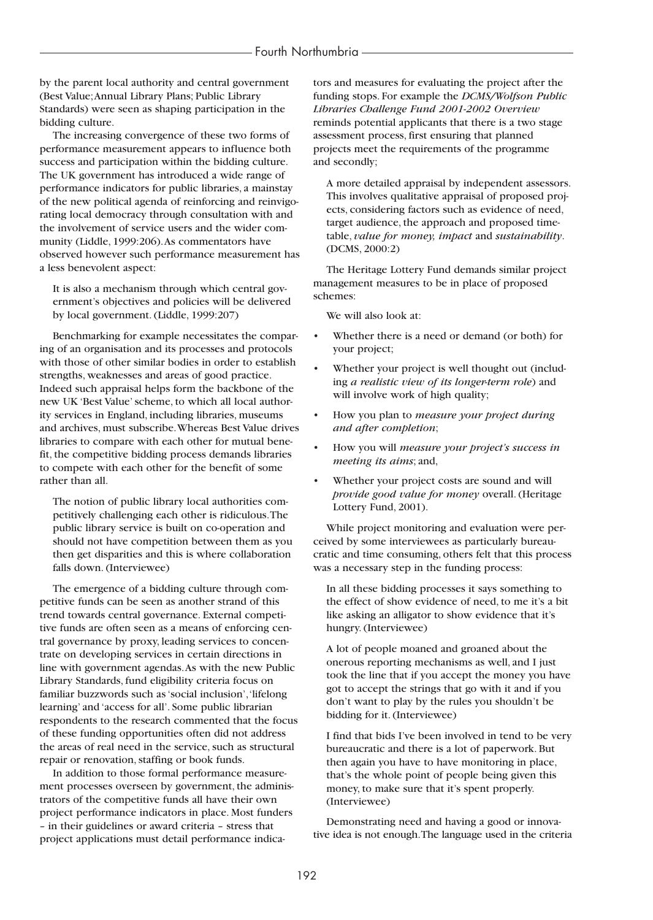by the parent local authority and central government (Best Value; Annual Library Plans; Public Library Standards) were seen as shaping participation in the bidding culture.

The increasing convergence of these two forms of performance measurement appears to influence both success and participation within the bidding culture. The UK government has introduced a wide range of performance indicators for public libraries, a mainstay of the new political agenda of reinforcing and reinvigorating local democracy through consultation with and the involvement of service users and the wider community (Liddle, 1999:206). As commentators have observed however such performance measurement has a less benevolent aspect:

> It is also a mechanism through which central government's objectives and policies will be delivered by local government. (Liddle, 1999:207)

Benchmarking for example necessitates the comparing of an organisation and its processes and protocols with those of other similar bodies in order to establish strengths, weaknesses and areas of good practice. Indeed such appraisal helps form the backbone of the new UK 'Best Value' scheme, to which all local authority services in England, including libraries, museums and archives, must subscribe. Whereas Best Value drives libraries to compare with each other for mutual benefit, the competitive bidding process demands libraries to compete with each other for the benefit of some rather than all.

> The notion of public library local authorities competitively challenging each other is ridiculous. The public library service is built on co-operation and should not have competition between them as you then get disparities and this is where collaboration falls down. (Interviewee)

The emergence of a bidding culture through competitive funds can be seen as another strand of this trend towards central governance. External competitive funds are often seen as a means of enforcing central governance by proxy, leading services to concentrate on developing services in certain directions in line with government agendas. As with the new Public Library Standards, fund eligibility criteria focus on familiar buzzwords such as 'social inclusion', 'lifelong learning' and 'access for all'. Some public librarian respondents to the research commented that the focus of these funding opportunities often did not address the areas of real need in the service, such as structural repair or renovation, staffing or book funds.

In addition to those formal performance measurement processes overseen by government, the administrators of the competitive funds all have their own project performance indicators in place. Most funders – in their guidelines or award criteria – stress that project applications must detail performance indicators and measures for evaluating the project after the funding stops. For example the *DCMS/Wolfson Public Libraries Challenge Fund 2001-2002 Overview* reminds potential applicants that there is a two stage assessment process, first ensuring that planned projects meet the requirements of the programme and secondly;

> A more detailed appraisal by independent assessors. This involves qualitative appraisal of proposed projects, considering factors such as evidence of need, target audience, the approach and proposed timetable, *value for money, impact* and *sustainability*. (DCMS, 2000:2)

The Heritage Lottery Fund demands similar project management measures to be in place of proposed schemes:

> We will also look at:
>
> - Whether there is a need or demand (or both) for your project;
> - Whether your project is well thought out (including *a realistic view of its longer-term role*) and will involve work of high quality;
> - How you plan to *measure your project during and after completion*;
> - How you will *measure your project's success in meeting its aims*; and,
> - Whether your project costs are sound and will *provide good value for money* overall. (Heritage Lottery Fund, 2001).

While project monitoring and evaluation were perceived by some interviewees as particularly bureaucratic and time consuming, others felt that this process was a necessary step in the funding process:

> In all these bidding processes it says something to the effect of show evidence of need, to me it's a bit like asking an alligator to show evidence that it's hungry. (Interviewee)

> A lot of people moaned and groaned about the onerous reporting mechanisms as well, and I just took the line that if you accept the money you have got to accept the strings that go with it and if you don't want to play by the rules you shouldn't be bidding for it. (Interviewee)

> I find that bids I've been involved in tend to be very bureaucratic and there is a lot of paperwork. But then again you have to have monitoring in place, that's the whole point of people being given this money, to make sure that it's spent properly. (Interviewee)

Demonstrating need and having a good or innovative idea is not enough. The language used in the criteria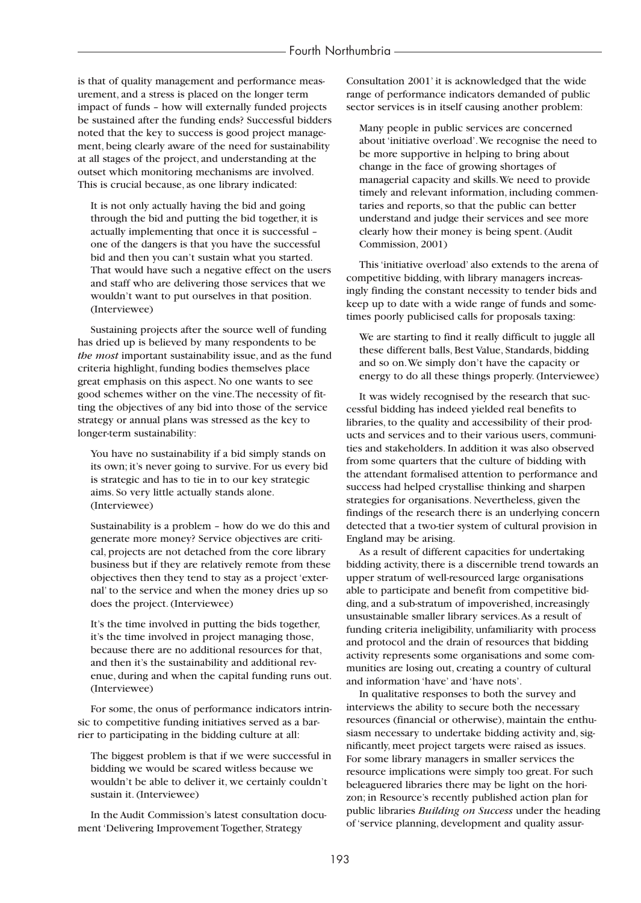is that of quality management and performance measurement, and a stress is placed on the longer term impact of funds – how will externally funded projects be sustained after the funding ends? Successful bidders noted that the key to success is good project management, being clearly aware of the need for sustainability at all stages of the project, and understanding at the outset which monitoring mechanisms are involved. This is crucial because, as one library indicated:

> It is not only actually having the bid and going through the bid and putting the bid together, it is actually implementing that once it is successful – one of the dangers is that you have the successful bid and then you can't sustain what you started. That would have such a negative effect on the users and staff who are delivering those services that we wouldn't want to put ourselves in that position. (Interviewee)

Sustaining projects after the source well of funding has dried up is believed by many respondents to be *the most* important sustainability issue, and as the fund criteria highlight, funding bodies themselves place great emphasis on this aspect. No one wants to see good schemes wither on the vine. The necessity of fitting the objectives of any bid into those of the service strategy or annual plans was stressed as the key to longer-term sustainability:

> You have no sustainability if a bid simply stands on its own; it's never going to survive. For us every bid is strategic and has to tie in to our key strategic aims. So very little actually stands alone. (Interviewee)

> Sustainability is a problem – how do we do this and generate more money? Service objectives are critical, projects are not detached from the core library business but if they are relatively remote from these objectives then they tend to stay as a project 'external' to the service and when the money dries up so does the project. (Interviewee)

> It's the time involved in putting the bids together, it's the time involved in project managing those, because there are no additional resources for that, and then it's the sustainability and additional revenue, during and when the capital funding runs out. (Interviewee)

For some, the onus of performance indicators intrinsic to competitive funding initiatives served as a barrier to participating in the bidding culture at all:

> The biggest problem is that if we were successful in bidding we would be scared witless because we wouldn't be able to deliver it, we certainly couldn't sustain it. (Interviewee)

In the Audit Commission's latest consultation document 'Delivering Improvement Together, Strategy Consultation 2001' it is acknowledged that the wide range of performance indicators demanded of public sector services is in itself causing another problem:

> Many people in public services are concerned about 'initiative overload'. We recognise the need to be more supportive in helping to bring about change in the face of growing shortages of managerial capacity and skills. We need to provide timely and relevant information, including commentaries and reports, so that the public can better understand and judge their services and see more clearly how their money is being spent. (Audit Commission, 2001)

This 'initiative overload' also extends to the arena of competitive bidding, with library managers increasingly finding the constant necessity to tender bids and keep up to date with a wide range of funds and sometimes poorly publicised calls for proposals taxing:

> We are starting to find it really difficult to juggle all these different balls, Best Value, Standards, bidding and so on. We simply don't have the capacity or energy to do all these things properly. (Interviewee)

It was widely recognised by the research that successful bidding has indeed yielded real benefits to libraries, to the quality and accessibility of their products and services and to their various users, communities and stakeholders. In addition it was also observed from some quarters that the culture of bidding with the attendant formalised attention to performance and success had helped crystallise thinking and sharpen strategies for organisations. Nevertheless, given the findings of the research there is an underlying concern detected that a two-tier system of cultural provision in England may be arising.

As a result of different capacities for undertaking bidding activity, there is a discernible trend towards an upper stratum of well-resourced large organisations able to participate and benefit from competitive bidding, and a sub-stratum of impoverished, increasingly unsustainable smaller library services. As a result of funding criteria ineligibility, unfamiliarity with process and protocol and the drain of resources that bidding activity represents some organisations and some communities are losing out, creating a country of cultural and information 'have' and 'have nots'.

In qualitative responses to both the survey and interviews the ability to secure both the necessary resources (financial or otherwise), maintain the enthusiasm necessary to undertake bidding activity and, significantly, meet project targets were raised as issues. For some library managers in smaller services the resource implications were simply too great. For such beleaguered libraries there may be light on the horizon; in Resource's recently published action plan for public libraries *Building on Success* under the heading of 'service planning, development and quality assur-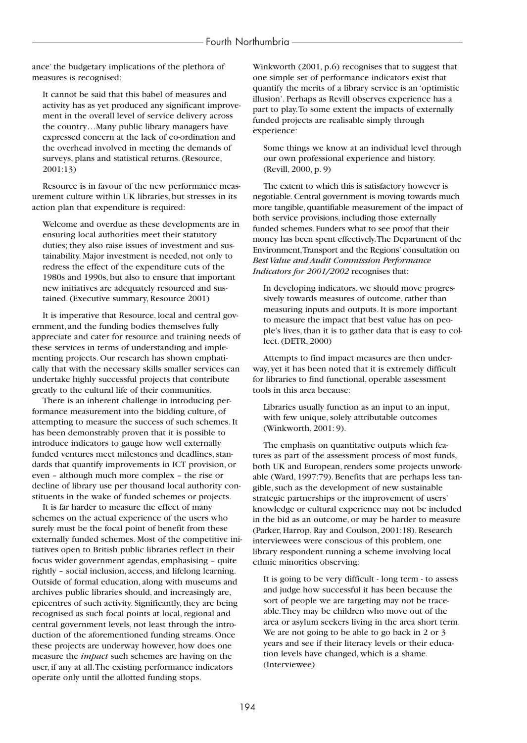ance' the budgetary implications of the plethora of measures is recognised:

> It cannot be said that this babel of measures and activity has as yet produced any significant improvement in the overall level of service delivery across the country…Many public library managers have expressed concern at the lack of co-ordination and the overhead involved in meeting the demands of surveys, plans and statistical returns. (Resource, 2001:13)

Resource is in favour of the new performance measurement culture within UK libraries, but stresses in its action plan that expenditure is required:

> Welcome and overdue as these developments are in ensuring local authorities meet their statutory duties; they also raise issues of investment and sustainability. Major investment is needed, not only to redress the effect of the expenditure cuts of the 1980s and 1990s, but also to ensure that important new initiatives are adequately resourced and sustained. (Executive summary, Resource 2001)

It is imperative that Resource, local and central government, and the funding bodies themselves fully appreciate and cater for resource and training needs of these services in terms of understanding and implementing projects. Our research has shown emphatically that with the necessary skills smaller services can undertake highly successful projects that contribute greatly to the cultural life of their communities.

There is an inherent challenge in introducing performance measurement into the bidding culture, of attempting to measure the success of such schemes. It has been demonstrably proven that it is possible to introduce indicators to gauge how well externally funded ventures meet milestones and deadlines, standards that quantify improvements in ICT provision, or even – although much more complex – the rise or decline of library use per thousand local authority constituents in the wake of funded schemes or projects.

It is far harder to measure the effect of many schemes on the actual experience of the users who surely must be the focal point of benefit from these externally funded schemes. Most of the competitive initiatives open to British public libraries reflect in their focus wider government agendas, emphasising – quite rightly – social inclusion, access, and lifelong learning. Outside of formal education, along with museums and archives public libraries should, and increasingly are, epicentres of such activity. Significantly, they are being recognised as such focal points at local, regional and central government levels, not least through the introduction of the aforementioned funding streams. Once these projects are underway however, how does one measure the *impact* such schemes are having on the user, if any at all. The existing performance indicators operate only until the allotted funding stops.

Winkworth (2001, p.6) recognises that to suggest that one simple set of performance indicators exist that quantify the merits of a library service is an 'optimistic illusion'. Perhaps as Revill observes experience has a part to play. To some extent the impacts of externally funded projects are realisable simply through experience:

> Some things we know at an individual level through our own professional experience and history. (Revill, 2000, p. 9)

The extent to which this is satisfactory however is negotiable. Central government is moving towards much more tangible, quantifiable measurement of the impact of both service provisions, including those externally funded schemes. Funders what to see proof that their money has been spent effectively. The Department of the Environment, Transport and the Regions' consultation on *Best Value and Audit Commission Performance Indicators for 2001/2002* recognises that:

> In developing indicators, we should move progressively towards measures of outcome, rather than measuring inputs and outputs. It is more important to measure the impact that best value has on people's lives, than it is to gather data that is easy to collect. (DETR, 2000)

Attempts to find impact measures are then underway, yet it has been noted that it is extremely difficult for libraries to find functional, operable assessment tools in this area because:

> Libraries usually function as an input to an input, with few unique, solely attributable outcomes (Winkworth, 2001: 9).

The emphasis on quantitative outputs which features as part of the assessment process of most funds, both UK and European, renders some projects unworkable (Ward, 1997:79). Benefits that are perhaps less tangible, such as the development of new sustainable strategic partnerships or the improvement of users' knowledge or cultural experience may not be included in the bid as an outcome, or may be harder to measure (Parker, Harrop, Ray and Coulson, 2001:18). Research interviewees were conscious of this problem, one library respondent running a scheme involving local ethnic minorities observing:

> It is going to be very difficult - long term - to assess and judge how successful it has been because the sort of people we are targeting may not be traceable. They may be children who move out of the area or asylum seekers living in the area short term. We are not going to be able to go back in 2 or 3 years and see if their literacy levels or their education levels have changed, which is a shame. (Interviewee)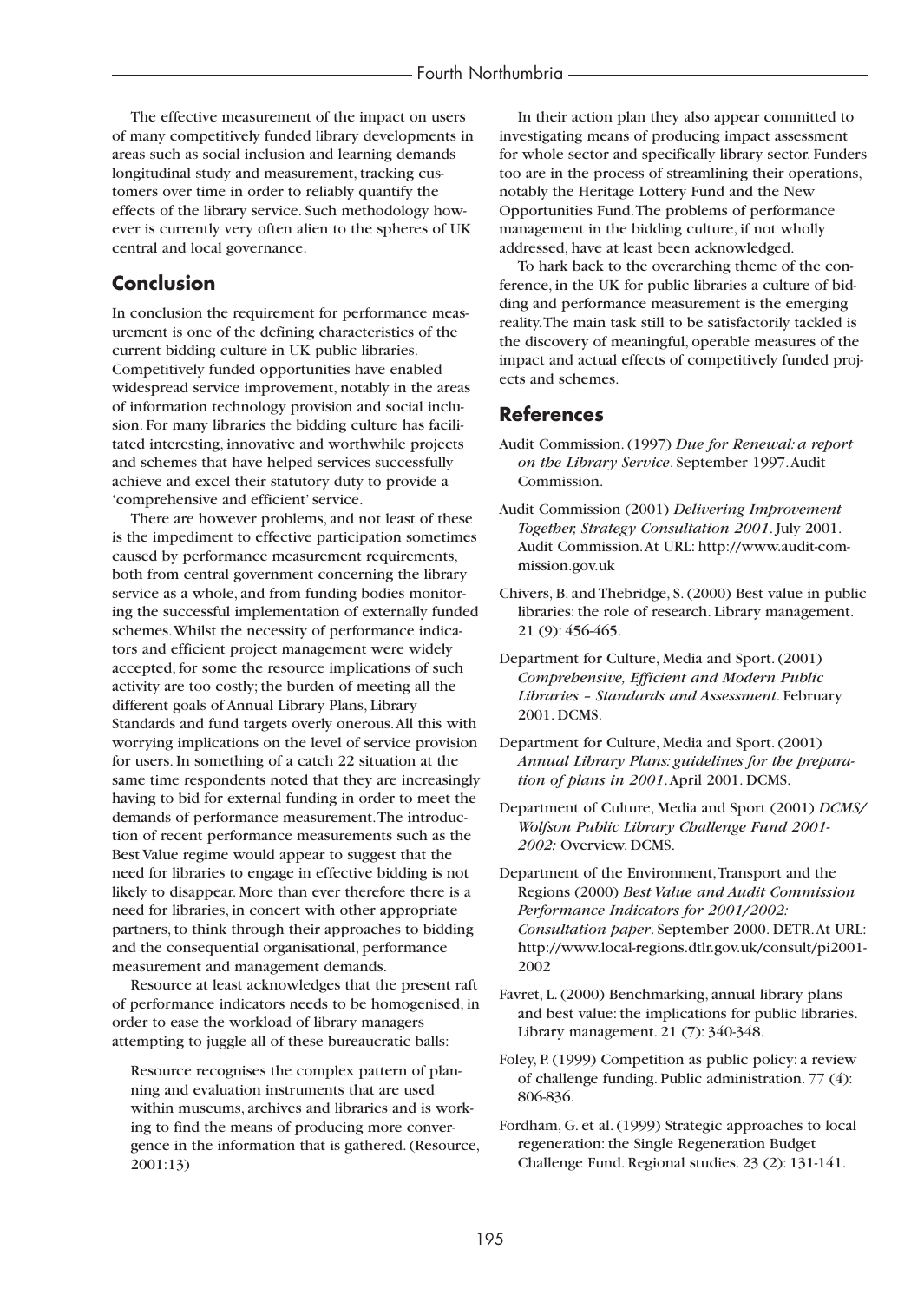The effective measurement of the impact on users of many competitively funded library developments in areas such as social inclusion and learning demands longitudinal study and measurement, tracking customers over time in order to reliably quantify the effects of the library service. Such methodology however is currently very often alien to the spheres of UK central and local governance.

## Conclusion

In conclusion the requirement for performance measurement is one of the defining characteristics of the current bidding culture in UK public libraries. Competitively funded opportunities have enabled widespread service improvement, notably in the areas of information technology provision and social inclusion. For many libraries the bidding culture has facilitated interesting, innovative and worthwhile projects and schemes that have helped services successfully achieve and excel their statutory duty to provide a 'comprehensive and efficient' service.

There are however problems, and not least of these is the impediment to effective participation sometimes caused by performance measurement requirements, both from central government concerning the library service as a whole, and from funding bodies monitoring the successful implementation of externally funded schemes. Whilst the necessity of performance indicators and efficient project management were widely accepted, for some the resource implications of such activity are too costly; the burden of meeting all the different goals of Annual Library Plans, Library Standards and fund targets overly onerous. All this with worrying implications on the level of service provision for users. In something of a catch 22 situation at the same time respondents noted that they are increasingly having to bid for external funding in order to meet the demands of performance measurement. The introduction of recent performance measurements such as the Best Value regime would appear to suggest that the need for libraries to engage in effective bidding is not likely to disappear. More than ever therefore there is a need for libraries, in concert with other appropriate partners, to think through their approaches to bidding and the consequential organisational, performance measurement and management demands.

Resource at least acknowledges that the present raft of performance indicators needs to be homogenised, in order to ease the workload of library managers attempting to juggle all of these bureaucratic balls:

> Resource recognises the complex pattern of planning and evaluation instruments that are used within museums, archives and libraries and is working to find the means of producing more convergence in the information that is gathered. (Resource, 2001:13)

In their action plan they also appear committed to investigating means of producing impact assessment for whole sector and specifically library sector. Funders too are in the process of streamlining their operations, notably the Heritage Lottery Fund and the New Opportunities Fund. The problems of performance management in the bidding culture, if not wholly addressed, have at least been acknowledged.

To hark back to the overarching theme of the conference, in the UK for public libraries a culture of bidding and performance measurement is the emerging reality. The main task still to be satisfactorily tackled is the discovery of meaningful, operable measures of the impact and actual effects of competitively funded projects and schemes.

## References

Audit Commission. (1997) *Due for Renewal: a report on the Library Service*. September 1997. Audit Commission.

Audit Commission (2001) *Delivering Improvement Together, Strategy Consultation 2001*. July 2001. Audit Commission. At URL: http://www.audit-commission.gov.uk

Chivers, B. and Thebridge, S. (2000) Best value in public libraries: the role of research. Library management. 21 (9): 456-465.

Department for Culture, Media and Sport. (2001) *Comprehensive, Efficient and Modern Public Libraries – Standards and Assessment*. February 2001. DCMS.

Department for Culture, Media and Sport. (2001) *Annual Library Plans: guidelines for the preparation of plans in 2001*. April 2001. DCMS.

Department of Culture, Media and Sport (2001) *DCMS/Wolfson Public Library Challenge Fund 2001-2002:* Overview. DCMS.

Department of the Environment, Transport and the Regions (2000) *Best Value and Audit Commission Performance Indicators for 2001/2002: Consultation paper*. September 2000. DETR. At URL: http://www.local-regions.dtlr.gov.uk/consult/pi2001-2002

Favret, L. (2000) Benchmarking, annual library plans and best value: the implications for public libraries. Library management. 21 (7): 340-348.

Foley, P. (1999) Competition as public policy: a review of challenge funding. Public administration. 77 (4): 806-836.

Fordham, G. et al. (1999) Strategic approaches to local regeneration: the Single Regeneration Budget Challenge Fund. Regional studies. 23 (2): 131-141.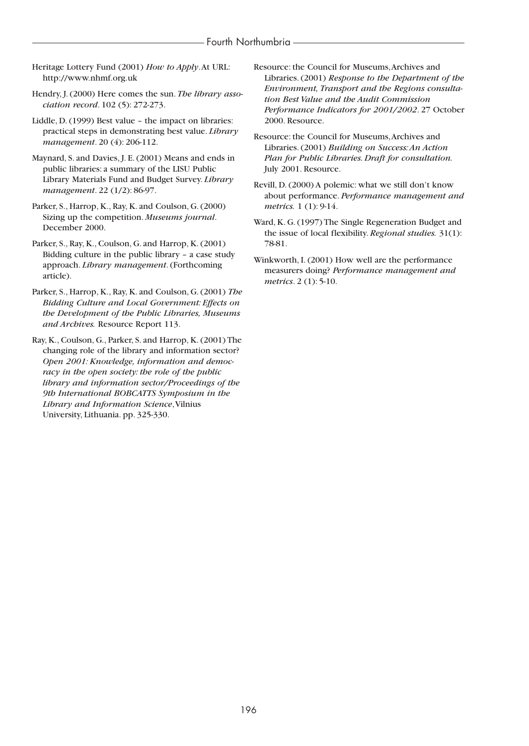Heritage Lottery Fund (2001) *How to Apply*. At URL: http://www.nhmf.org.uk

Hendry, J. (2000) Here comes the sun. *The library association record*. 102 (5): 272-273.

Liddle, D. (1999) Best value – the impact on libraries: practical steps in demonstrating best value. *Library management*. 20 (4): 206-112.

Maynard, S. and Davies, J. E. (2001) Means and ends in public libraries: a summary of the LISU Public Library Materials Fund and Budget Survey. *Library management*. 22 (1/2): 86-97.

Parker, S., Harrop, K., Ray, K. and Coulson, G. (2000) Sizing up the competition. *Museums journal*. December 2000.

Parker, S., Ray, K., Coulson, G. and Harrop, K. (2001) Bidding culture in the public library – a case study approach. *Library management*. (Forthcoming article).

Parker, S., Harrop, K., Ray, K. and Coulson, G. (2001) *The Bidding Culture and Local Government: Effects on the Development of the Public Libraries, Museums and Archives.* Resource Report 113.

Ray, K., Coulson, G., Parker, S. and Harrop, K. (2001) The changing role of the library and information sector? *Open 2001: Knowledge, information and democracy in the open society: the role of the public library and information sector/Proceedings of the 9th International BOBCATTS Symposium in the Library and Information Science*, Vilnius University, Lithuania. pp. 325-330.

Resource: the Council for Museums, Archives and Libraries. (2001) *Response to the Department of the Environment, Transport and the Regions consultation Best Value and the Audit Commission Performance Indicators for 2001/2002*. 27 October 2000. Resource.

Resource: the Council for Museums, Archives and Libraries. (2001) *Building on Success: An Action Plan for Public Libraries. Draft for consultation.* July 2001. Resource.

Revill, D. (2000) A polemic: what we still don't know about performance. *Performance management and metrics.* 1 (1): 9-14.

Ward, K. G. (1997) The Single Regeneration Budget and the issue of local flexibility. *Regional studies.* 31(1): 78-81.

Winkworth, I. (2001) How well are the performance measurers doing? *Performance management and metrics*. 2 (1): 5-10.